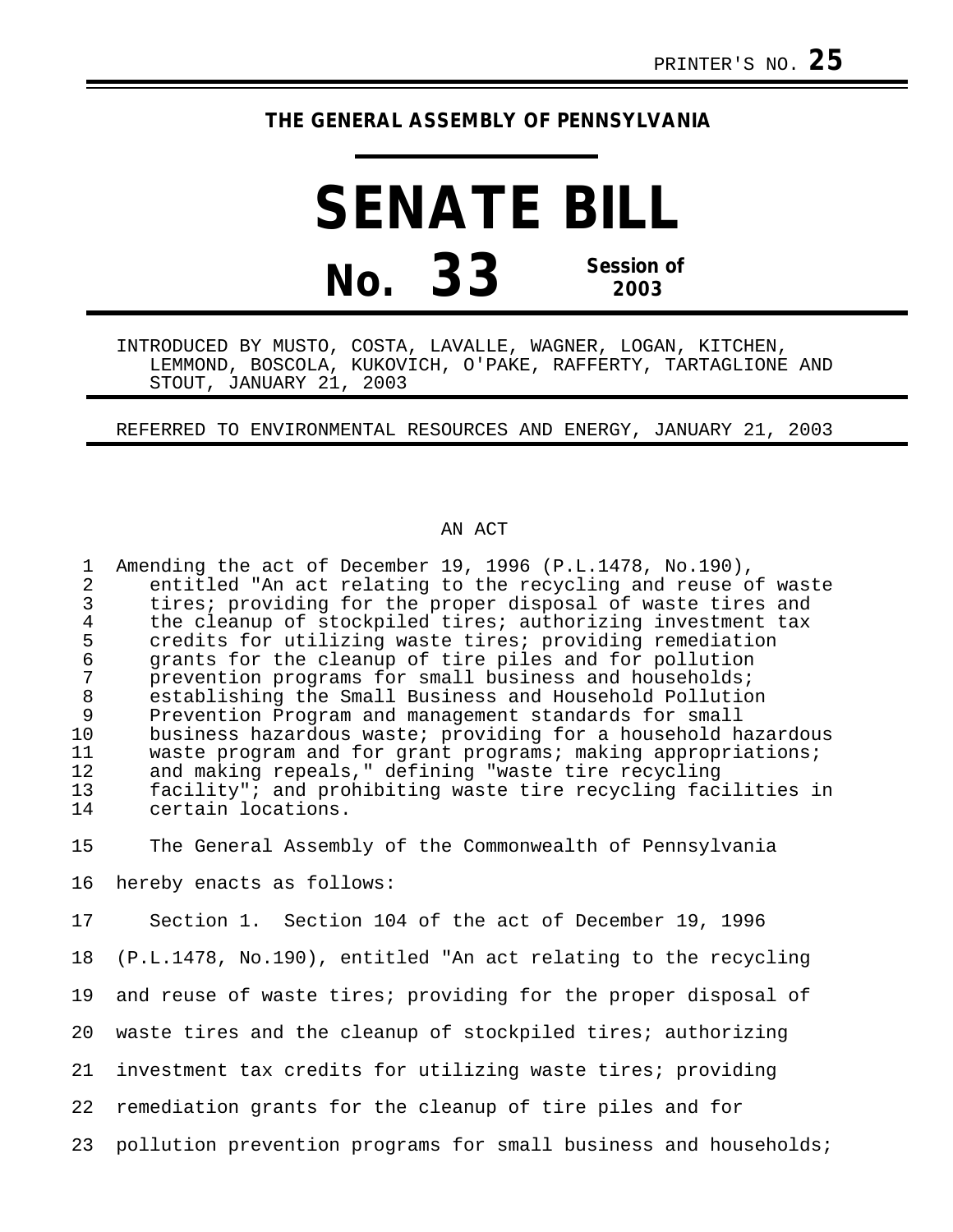PRINTER'S NO. **25**

**THE GENERAL ASSEMBLY OF PENNSYLVANIA**

# SENATE BILL

## No. 33 Session of 2003

INTRODUCED BY MUSTO, COSTA, LAVALLE, WAGNER, LOGAN, KITCHEN, LEMMOND, BOSCOLA, KUKOVICH, O'PAKE, RAFFERTY, TARTAGLIONE AND STOUT, JANUARY 21, 2003

REFERRED TO ENVIRONMENTAL RESOURCES AND ENERGY, JANUARY 21, 2003

AN ACT

Amending the act of December 19, 1996 (P.L.1478, No.190), entitled "An act relating to the recycling and reuse of waste tires; providing for the proper disposal of waste tires and the cleanup of stockpiled tires; authorizing investment tax credits for utilizing waste tires; providing remediation grants for the cleanup of tire piles and for pollution prevention programs for small business and households; establishing the Small Business and Household Pollution Prevention Program and management standards for small business hazardous waste; providing for a household hazardous waste program and for grant programs; making appropriations; and making repeals," defining "waste tire recycling facility"; and prohibiting waste tire recycling facilities in certain locations.

The General Assembly of the Commonwealth of Pennsylvania hereby enacts as follows:

Section 1. Section 104 of the act of December 19, 1996 (P.L.1478, No.190), entitled "An act relating to the recycling and reuse of waste tires; providing for the proper disposal of waste tires and the cleanup of stockpiled tires; authorizing investment tax credits for utilizing waste tires; providing remediation grants for the cleanup of tire piles and for pollution prevention programs for small business and households;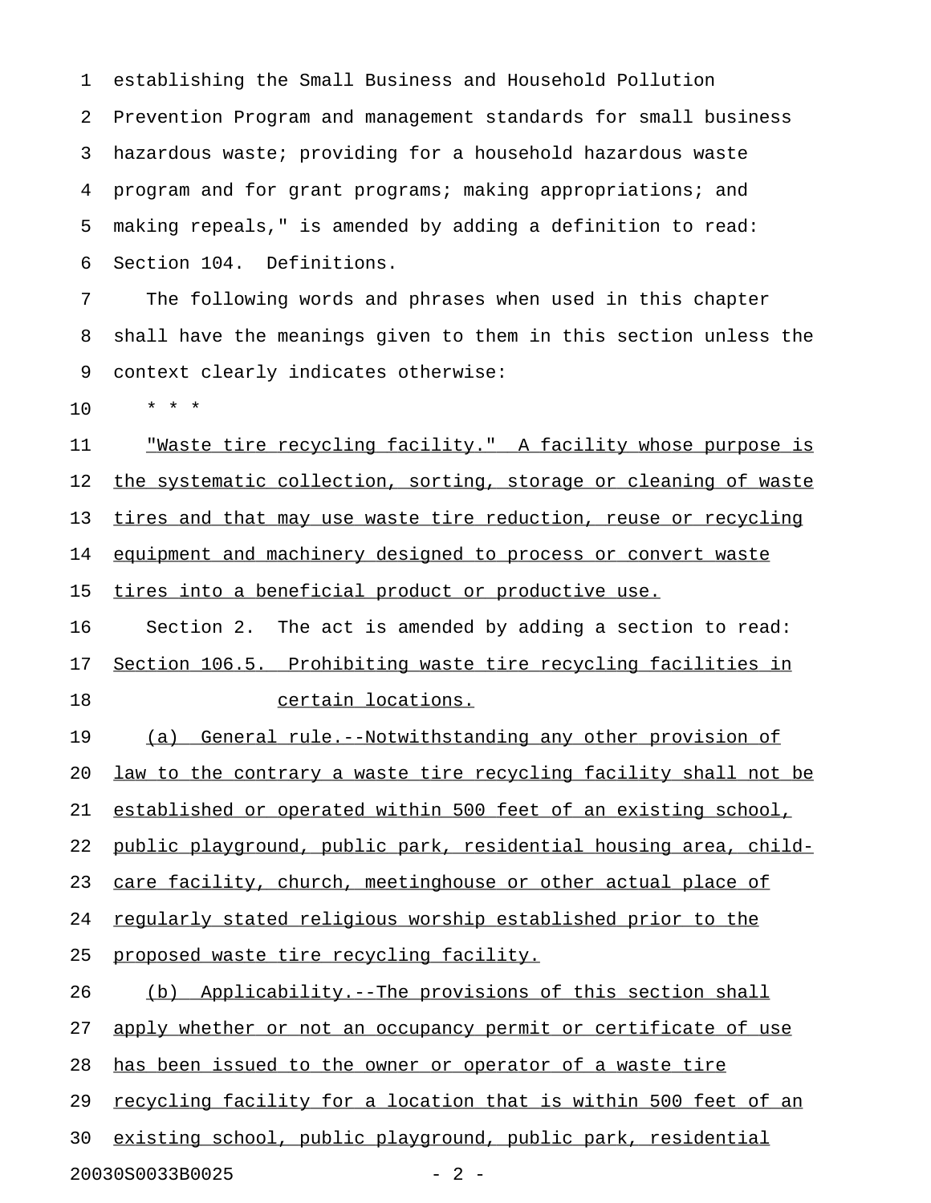establishing the Small Business and Household Pollution Prevention Program and management standards for small business hazardous waste; providing for a household hazardous waste program and for grant programs; making appropriations; and making repeals," is amended by adding a definition to read:

Section 104. Definitions.

The following words and phrases when used in this chapter shall have the meanings given to them in this section unless the context clearly indicates otherwise:

* * *

"Waste tire recycling facility." A facility whose purpose is the systematic collection, sorting, storage or cleaning of waste tires and that may use waste tire reduction, reuse or recycling equipment and machinery designed to process or convert waste tires into a beneficial product or productive use.

Section 2. The act is amended by adding a section to read:

Section 106.5. Prohibiting waste tire recycling facilities in certain locations.

(a) General rule.--Notwithstanding any other provision of law to the contrary a waste tire recycling facility shall not be established or operated within 500 feet of an existing school, public playground, public park, residential housing area, child-care facility, church, meetinghouse or other actual place of regularly stated religious worship established prior to the proposed waste tire recycling facility.

(b) Applicability.--The provisions of this section shall apply whether or not an occupancy permit or certificate of use has been issued to the owner or operator of a waste tire recycling facility for a location that is within 500 feet of an existing school, public playground, public park, residential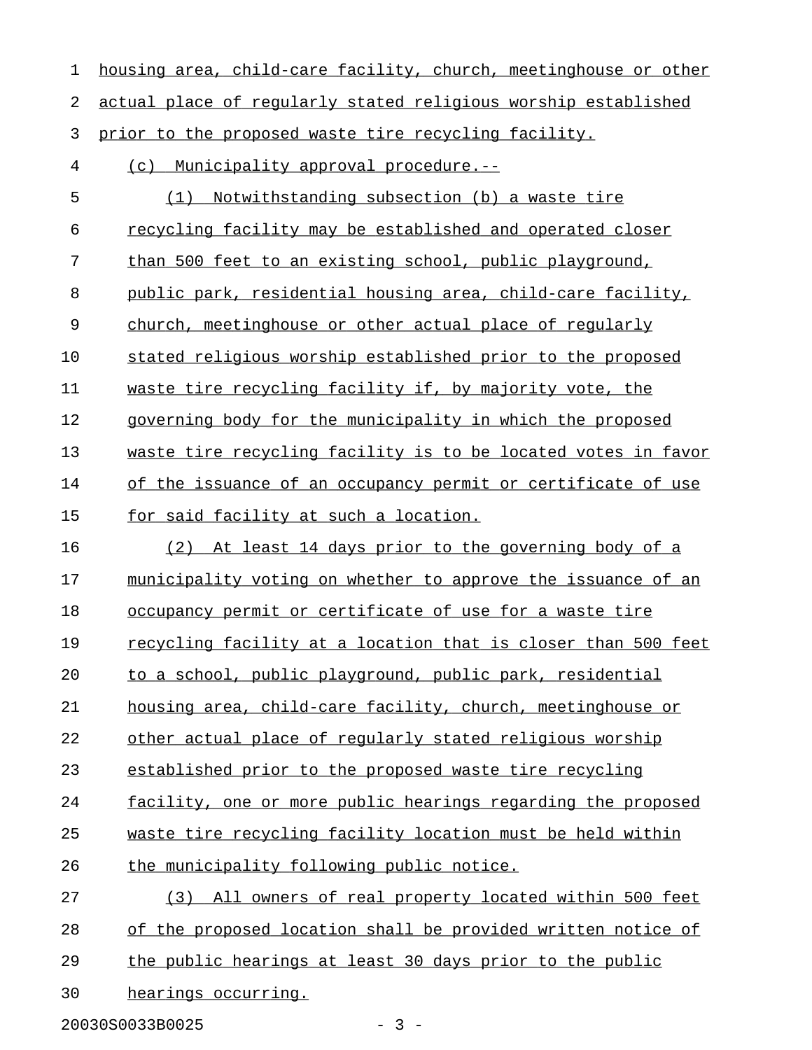housing area, child-care facility, church, meetinghouse or other actual place of regularly stated religious worship established prior to the proposed waste tire recycling facility.

(c) Municipality approval procedure.--

(1) Notwithstanding subsection (b) a waste tire recycling facility may be established and operated closer than 500 feet to an existing school, public playground, public park, residential housing area, child-care facility, church, meetinghouse or other actual place of regularly stated religious worship established prior to the proposed waste tire recycling facility if, by majority vote, the governing body for the municipality in which the proposed waste tire recycling facility is to be located votes in favor of the issuance of an occupancy permit or certificate of use for said facility at such a location.

(2) At least 14 days prior to the governing body of a municipality voting on whether to approve the issuance of an occupancy permit or certificate of use for a waste tire recycling facility at a location that is closer than 500 feet to a school, public playground, public park, residential housing area, child-care facility, church, meetinghouse or other actual place of regularly stated religious worship established prior to the proposed waste tire recycling facility, one or more public hearings regarding the proposed waste tire recycling facility location must be held within the municipality following public notice.

(3) All owners of real property located within 500 feet of the proposed location shall be provided written notice of the public hearings at least 30 days prior to the public hearings occurring.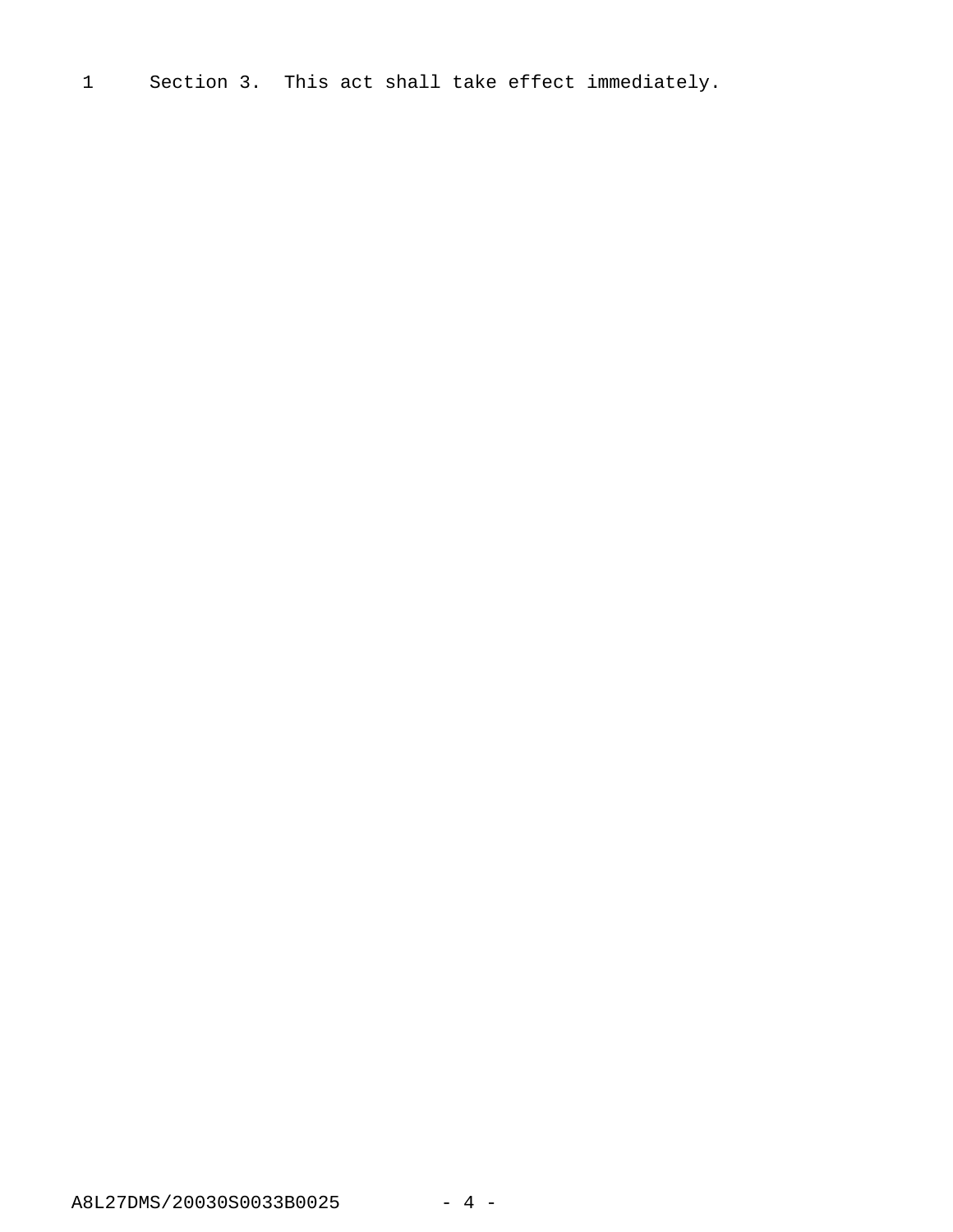Section 3. This act shall take effect immediately.